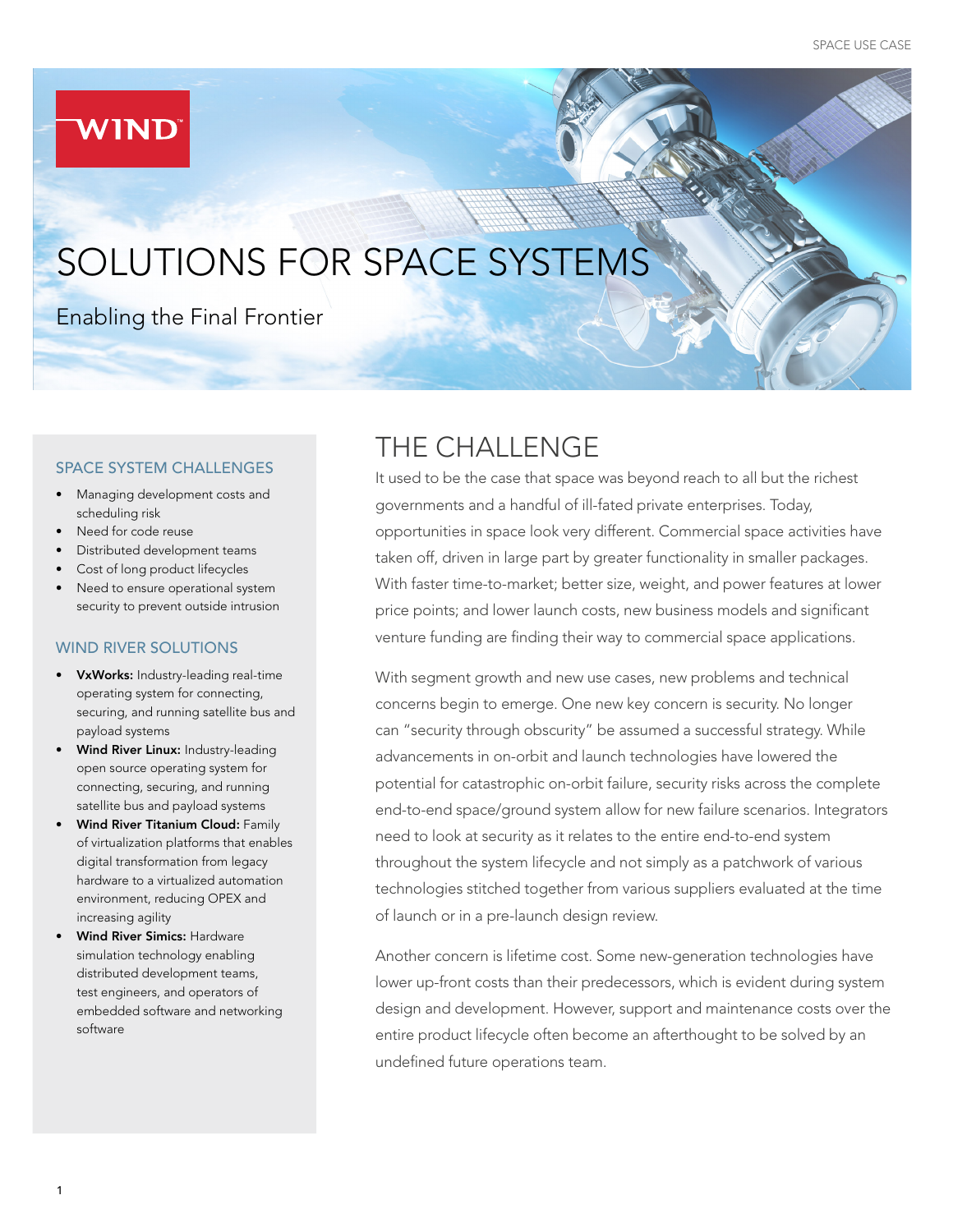# SOLUTIONS FOR SPACE SYSTEMS

Enabling the Final Frontier

### SPACE SYSTEM CHALLENGES

- Managing development costs and scheduling risk
- Need for code reuse
- Distributed development teams
- Cost of long product lifecycles
- Need to ensure operational system security to prevent outside intrusion

### WIND RIVER SOLUTIONS

- **VxWorks:** Industry-leading real-time operating system for connecting, securing, and running satellite bus and payload systems
- **Wind River Linux:** Industry-leading open source operating system for connecting, securing, and running satellite bus and payload systems
- **Wind River Titanium Cloud:** Family of virtualization platforms that enables digital transformation from legacy hardware to a virtualized automation environment, reducing OPEX and increasing agility
- **Wind River Simics:** Hardware simulation technology enabling distributed development teams, test engineers, and operators of embedded software and networking software

## THE CHALLENGE

It used to be the case that space was beyond reach to all but the richest governments and a handful of ill-fated private enterprises. Today, opportunities in space look very different. Commercial space activities have taken off, driven in large part by greater functionality in smaller packages. With faster time-to-market; better size, weight, and power features at lower price points; and lower launch costs, new business models and significant venture funding are finding their way to commercial space applications.

With segment growth and new use cases, new problems and technical concerns begin to emerge. One new key concern is security. No longer can "security through obscurity" be assumed a successful strategy. While advancements in on-orbit and launch technologies have lowered the potential for catastrophic on-orbit failure, security risks across the complete end-to-end space/ground system allow for new failure scenarios. Integrators need to look at security as it relates to the entire end-to-end system throughout the system lifecycle and not simply as a patchwork of various technologies stitched together from various suppliers evaluated at the time of launch or in a pre-launch design review.

Another concern is lifetime cost. Some new-generation technologies have lower up-front costs than their predecessors, which is evident during system design and development. However, support and maintenance costs over the entire product lifecycle often become an afterthought to be solved by an undefined future operations team.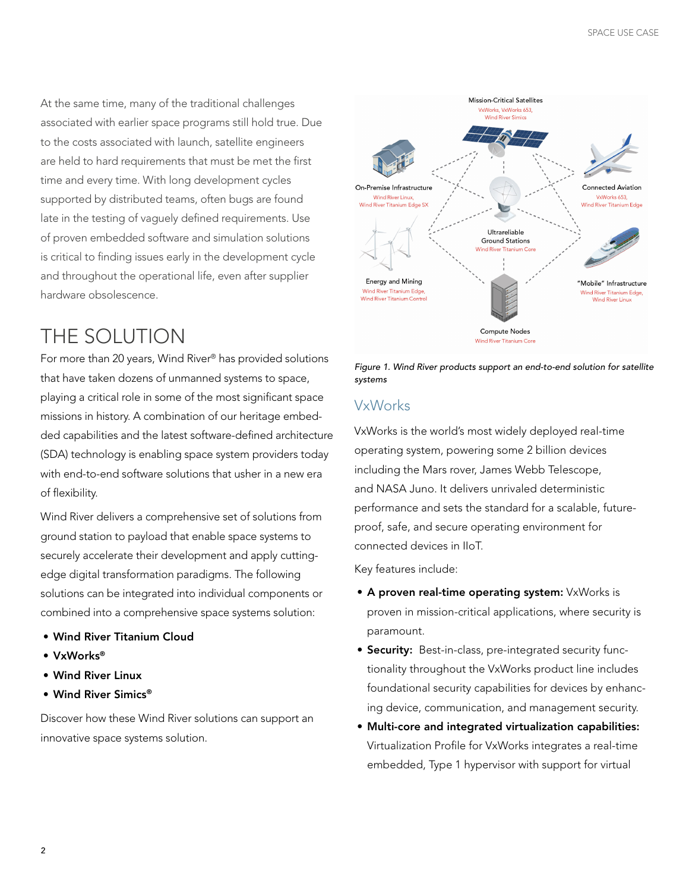At the same time, many of the traditional challenges associated with earlier space programs still hold true. Due to the costs associated with launch, satellite engineers are held to hard requirements that must be met the first time and every time. With long development cycles supported by distributed teams, often bugs are found late in the testing of vaguely defined requirements. Use of proven embedded software and simulation solutions is critical to finding issues early in the development cycle and throughout the operational life, even after supplier hardware obsolescence.

# THE SOLUTION

For more than 20 years, Wind River® has provided solutions that have taken dozens of unmanned systems to space, playing a critical role in some of the most significant space missions in history. A combination of our heritage embedded capabilities and the latest software-defined architecture (SDA) technology is enabling space system providers today with end-to-end software solutions that usher in a new era of flexibility.

Wind River delivers a comprehensive set of solutions from ground station to payload that enable space systems to securely accelerate their development and apply cutting-edge digital transformation paradigms. The following solutions can be integrated into individual components or combined into a comprehensive space systems solution:

- **Wind River Titanium Cloud**
- **VxWorks®**
- **Wind River Linux**
- **Wind River Simics®**

Discover how these Wind River solutions can support an innovative space systems solution.

Mission-Critical Satellites
VxWorks, VxWorks 653, Wind River Simics

On-Premise Infrastructure
Wind River Linux, Wind River Titanium Edge SX

Connected Aviation
VxWorks 653, Wind River Titanium Edge

Ultrareliable Ground Stations
Wind River Titanium Core

Energy and Mining
Wind River Titanium Edge, Wind River Titanium Control

"Mobile" Infrastructure
Wind River Titanium Edge, Wind River Linux

Compute Nodes
Wind River Titanium Core

*Figure 1. Wind River products support an end-to-end solution for satellite systems*

## VxWorks

VxWorks is the world's most widely deployed real-time operating system, powering some 2 billion devices including the Mars rover, James Webb Telescope, and NASA Juno. It delivers unrivaled deterministic performance and sets the standard for a scalable, future-proof, safe, and secure operating environment for connected devices in IIoT.

Key features include:

- **A proven real-time operating system:** VxWorks is proven in mission-critical applications, where security is paramount.
- **Security:** Best-in-class, pre-integrated security functionality throughout the VxWorks product line includes foundational security capabilities for devices by enhancing device, communication, and management security.
- **Multi-core and integrated virtualization capabilities:** Virtualization Profile for VxWorks integrates a real-time embedded, Type 1 hypervisor with support for virtual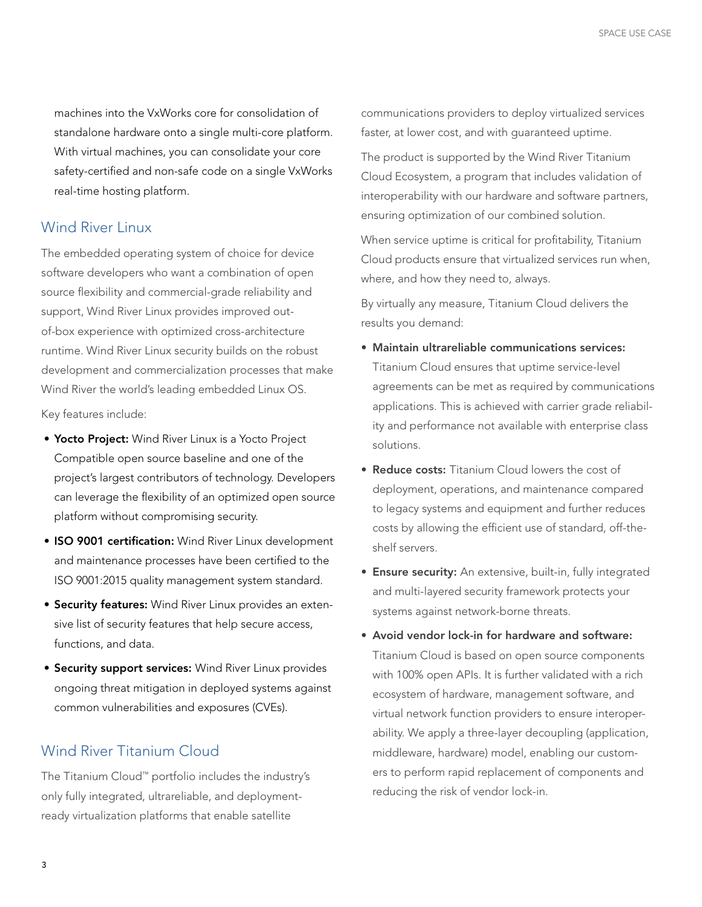machines into the VxWorks core for consolidation of standalone hardware onto a single multi-core platform. With virtual machines, you can consolidate your core safety-certified and non-safe code on a single VxWorks real-time hosting platform.

## Wind River Linux

The embedded operating system of choice for device software developers who want a combination of open source flexibility and commercial-grade reliability and support, Wind River Linux provides improved out-of-box experience with optimized cross-architecture runtime. Wind River Linux security builds on the robust development and commercialization processes that make Wind River the world's leading embedded Linux OS.

Key features include:

- **Yocto Project:** Wind River Linux is a Yocto Project Compatible open source baseline and one of the project's largest contributors of technology. Developers can leverage the flexibility of an optimized open source platform without compromising security.
- **ISO 9001 certification:** Wind River Linux development and maintenance processes have been certified to the ISO 9001:2015 quality management system standard.
- **Security features:** Wind River Linux provides an extensive list of security features that help secure access, functions, and data.
- **Security support services:** Wind River Linux provides ongoing threat mitigation in deployed systems against common vulnerabilities and exposures (CVEs).

## Wind River Titanium Cloud

The Titanium Cloud™ portfolio includes the industry's only fully integrated, ultrareliable, and deployment-ready virtualization platforms that enable satellite communications providers to deploy virtualized services faster, at lower cost, and with guaranteed uptime.

The product is supported by the Wind River Titanium Cloud Ecosystem, a program that includes validation of interoperability with our hardware and software partners, ensuring optimization of our combined solution.

When service uptime is critical for profitability, Titanium Cloud products ensure that virtualized services run when, where, and how they need to, always.

By virtually any measure, Titanium Cloud delivers the results you demand:

- **Maintain ultrareliable communications services:** Titanium Cloud ensures that uptime service-level agreements can be met as required by communications applications. This is achieved with carrier grade reliability and performance not available with enterprise class solutions.
- **Reduce costs:** Titanium Cloud lowers the cost of deployment, operations, and maintenance compared to legacy systems and equipment and further reduces costs by allowing the efficient use of standard, off-the-shelf servers.
- **Ensure security:** An extensive, built-in, fully integrated and multi-layered security framework protects your systems against network-borne threats.
- **Avoid vendor lock-in for hardware and software:** Titanium Cloud is based on open source components with 100% open APIs. It is further validated with a rich ecosystem of hardware, management software, and virtual network function providers to ensure interoperability. We apply a three-layer decoupling (application, middleware, hardware) model, enabling our customers to perform rapid replacement of components and reducing the risk of vendor lock-in.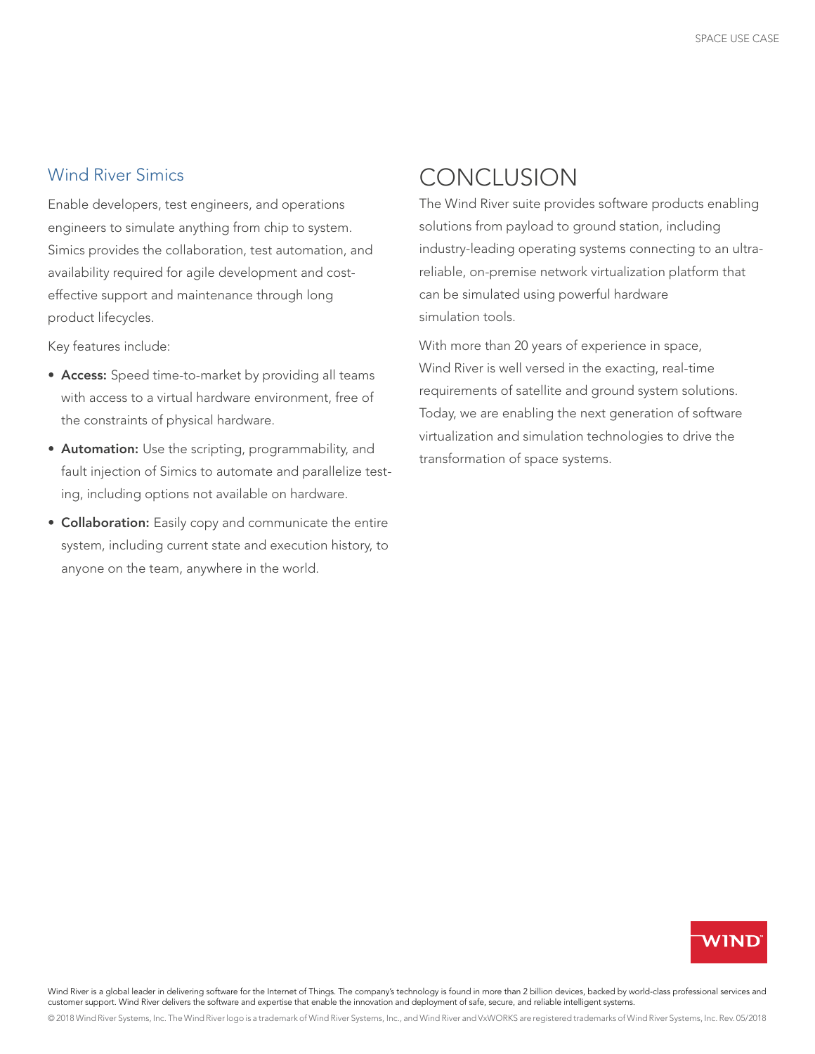### Wind River Simics

Enable developers, test engineers, and operations engineers to simulate anything from chip to system. Simics provides the collaboration, test automation, and availability required for agile development and cost-effective support and maintenance through long product lifecycles.

Key features include:

- **Access:** Speed time-to-market by providing all teams with access to a virtual hardware environment, free of the constraints of physical hardware.
- **Automation:** Use the scripting, programmability, and fault injection of Simics to automate and parallelize testing, including options not available on hardware.
- **Collaboration:** Easily copy and communicate the entire system, including current state and execution history, to anyone on the team, anywhere in the world.

## CONCLUSION

The Wind River suite provides software products enabling solutions from payload to ground station, including industry-leading operating systems connecting to an ultra-reliable, on-premise network virtualization platform that can be simulated using powerful hardware simulation tools.

With more than 20 years of experience in space, Wind River is well versed in the exacting, real-time requirements of satellite and ground system solutions. Today, we are enabling the next generation of software virtualization and simulation technologies to drive the transformation of space systems.

Wind River is a global leader in delivering software for the Internet of Things. The company's technology is found in more than 2 billion devices, backed by world-class professional services and customer support. Wind River delivers the software and expertise that enable the innovation and deployment of safe, secure, and reliable intelligent systems.

© 2018 Wind River Systems, Inc. The Wind River logo is a trademark of Wind River Systems, Inc., and Wind River and VxWORKS are registered trademarks of Wind River Systems, Inc. Rev. 05/2018